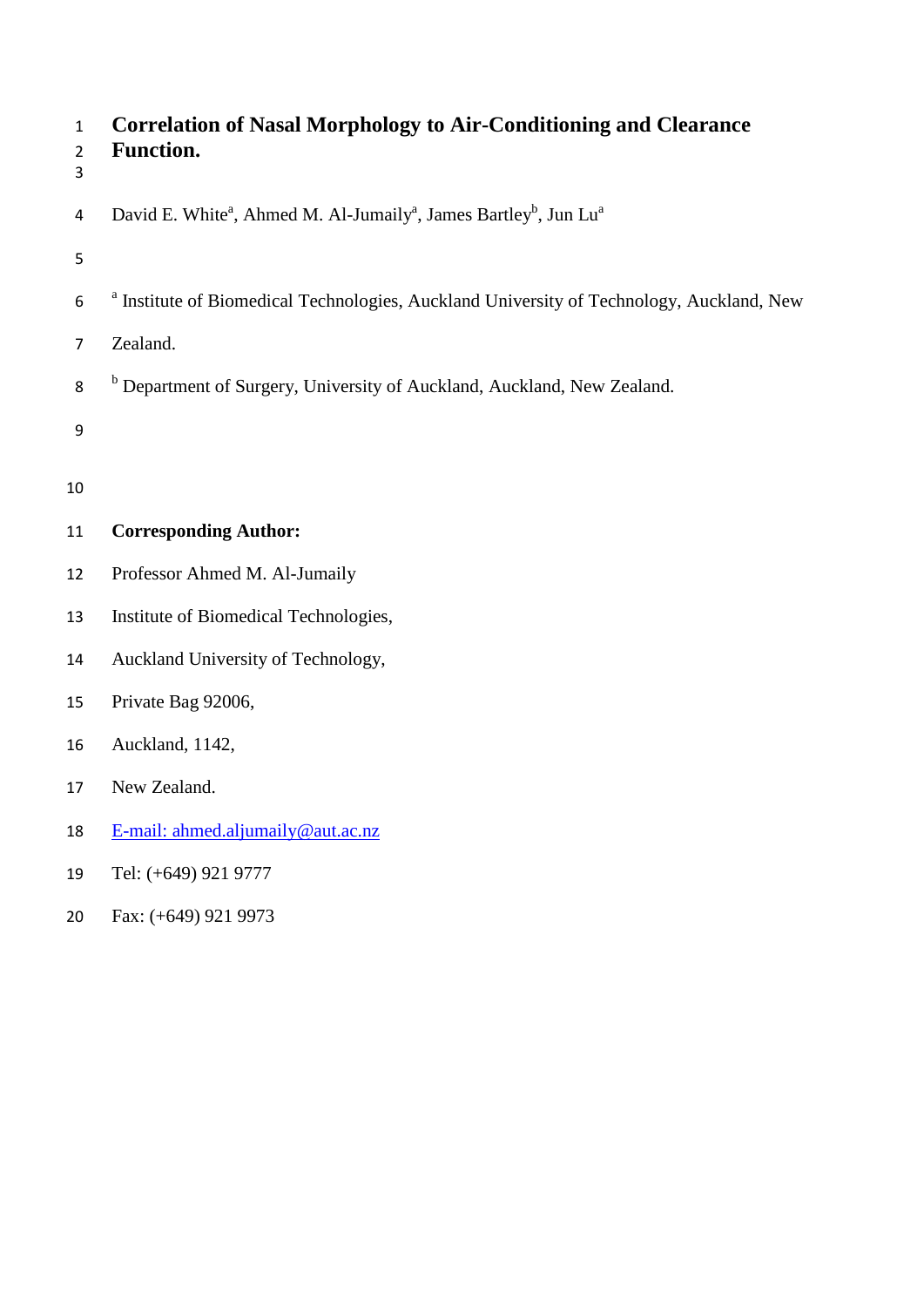# Correlation of Nasal Morphology to Air-Conditioning and Clearance Function.

David E. White[a], Ahmed M. Al-Jumaily[a], James Bartley[b], Jun Lu[a]

[a] Institute of Biomedical Technologies, Auckland University of Technology, Auckland, New Zealand.

[b] Department of Surgery, University of Auckland, Auckland, New Zealand.

**Corresponding Author:**

Professor Ahmed M. Al-Jumaily

Institute of Biomedical Technologies,

Auckland University of Technology,

Private Bag 92006,

Auckland, 1142,

New Zealand.

E-mail: ahmed.aljumaily@aut.ac.nz

Tel: (+649) 921 9777

Fax: (+649) 921 9973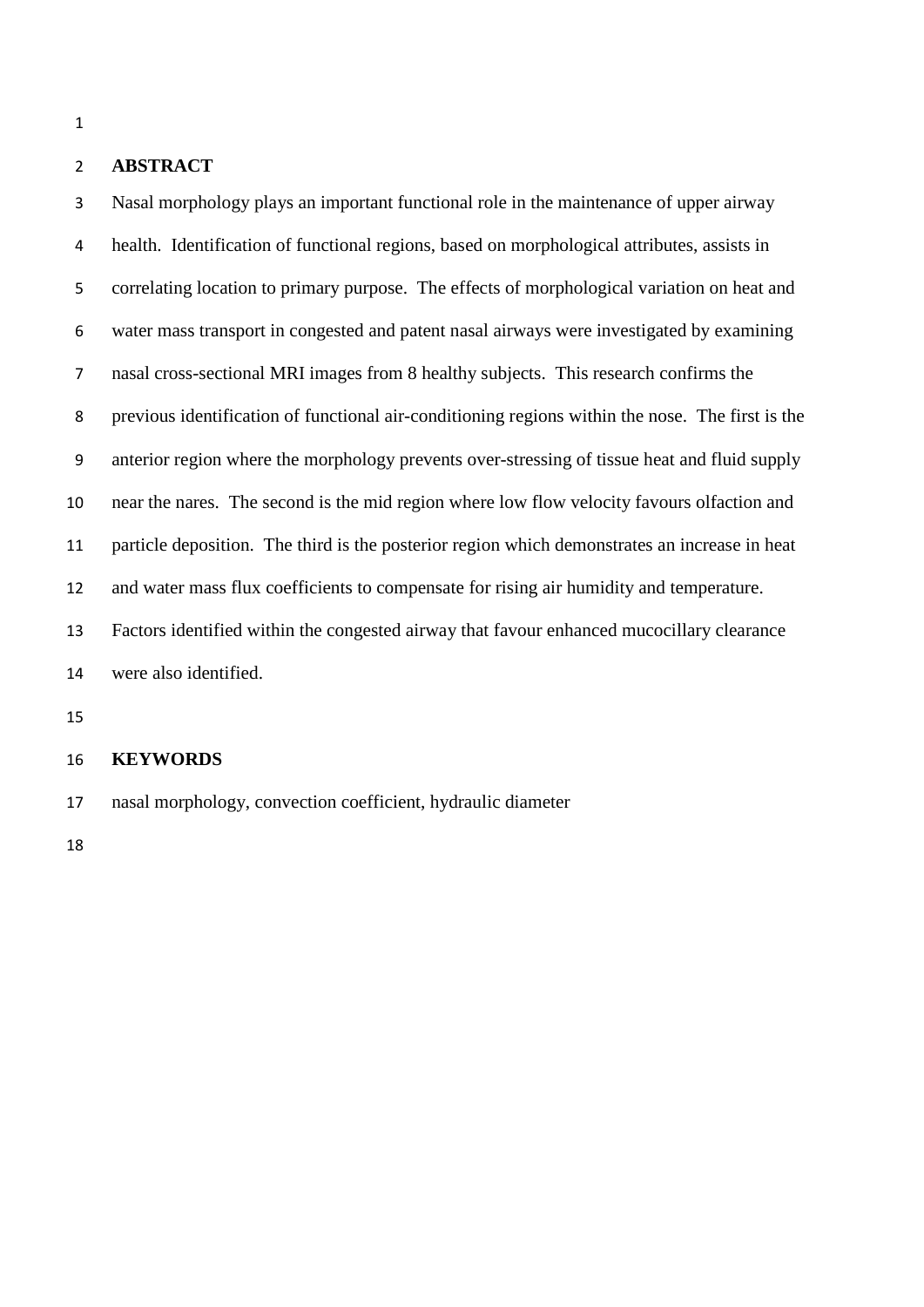## ABSTRACT

Nasal morphology plays an important functional role in the maintenance of upper airway health. Identification of functional regions, based on morphological attributes, assists in correlating location to primary purpose. The effects of morphological variation on heat and water mass transport in congested and patent nasal airways were investigated by examining nasal cross-sectional MRI images from 8 healthy subjects. This research confirms the previous identification of functional air-conditioning regions within the nose. The first is the anterior region where the morphology prevents over-stressing of tissue heat and fluid supply near the nares. The second is the mid region where low flow velocity favours olfaction and particle deposition. The third is the posterior region which demonstrates an increase in heat and water mass flux coefficients to compensate for rising air humidity and temperature. Factors identified within the congested airway that favour enhanced mucocillary clearance were also identified.

## KEYWORDS

nasal morphology, convection coefficient, hydraulic diameter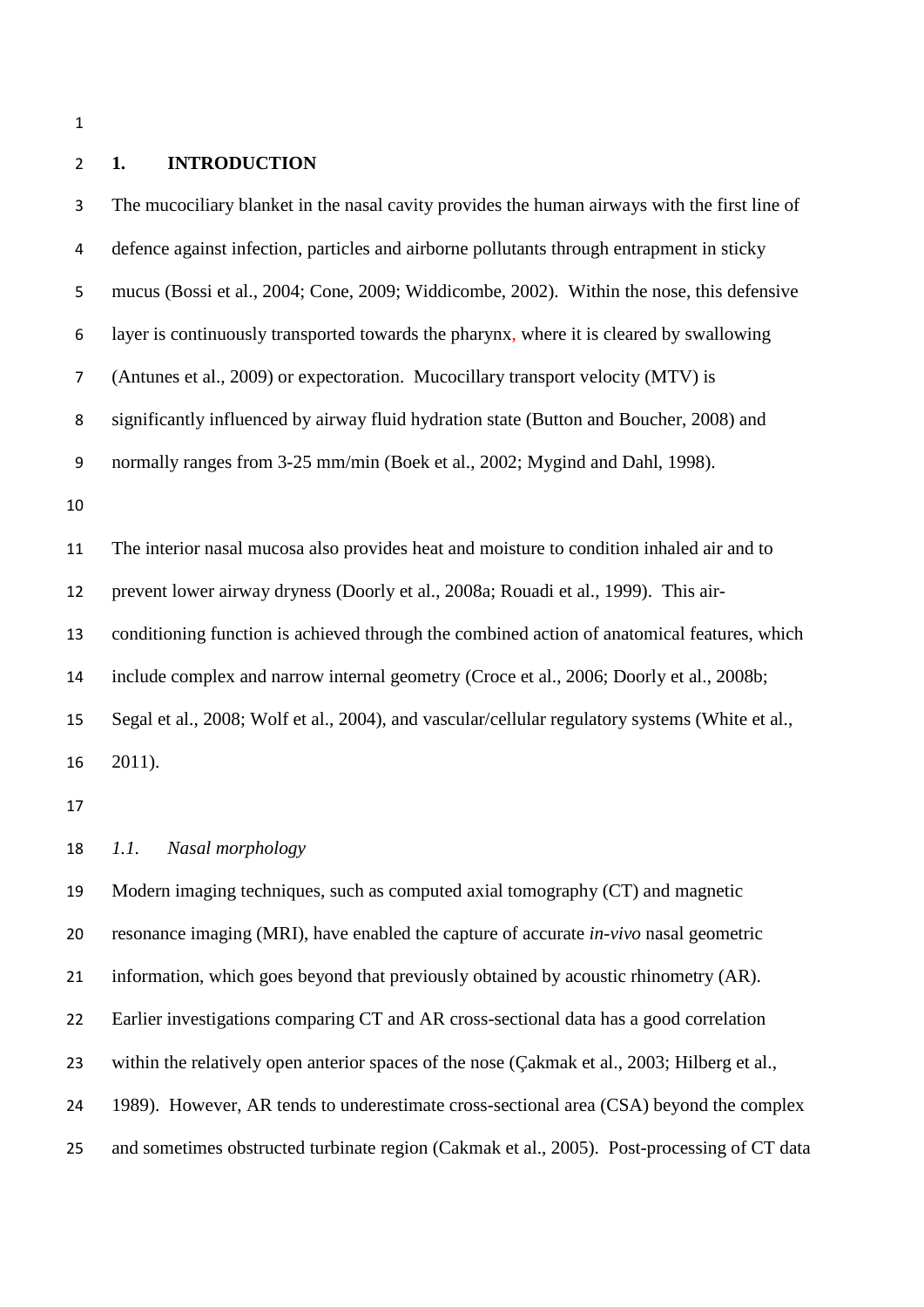## 1. INTRODUCTION

The mucociliary blanket in the nasal cavity provides the human airways with the first line of defence against infection, particles and airborne pollutants through entrapment in sticky mucus (Bossi et al., 2004; Cone, 2009; Widdicombe, 2002). Within the nose, this defensive layer is continuously transported towards the pharynx, where it is cleared by swallowing (Antunes et al., 2009) or expectoration. Mucocillary transport velocity (MTV) is significantly influenced by airway fluid hydration state (Button and Boucher, 2008) and normally ranges from 3-25 mm/min (Boek et al., 2002; Mygind and Dahl, 1998).

The interior nasal mucosa also provides heat and moisture to condition inhaled air and to prevent lower airway dryness (Doorly et al., 2008a; Rouadi et al., 1999). This air-conditioning function is achieved through the combined action of anatomical features, which include complex and narrow internal geometry (Croce et al., 2006; Doorly et al., 2008b; Segal et al., 2008; Wolf et al., 2004), and vascular/cellular regulatory systems (White et al., 2011).

### *1.1. Nasal morphology*

Modern imaging techniques, such as computed axial tomography (CT) and magnetic resonance imaging (MRI), have enabled the capture of accurate *in-vivo* nasal geometric information, which goes beyond that previously obtained by acoustic rhinometry (AR). Earlier investigations comparing CT and AR cross-sectional data has a good correlation within the relatively open anterior spaces of the nose (Çakmak et al., 2003; Hilberg et al., 1989). However, AR tends to underestimate cross-sectional area (CSA) beyond the complex and sometimes obstructed turbinate region (Cakmak et al., 2005). Post-processing of CT data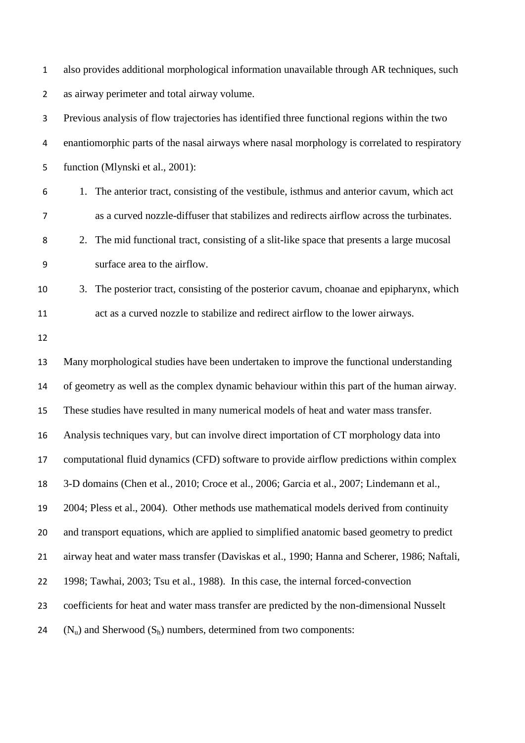also provides additional morphological information unavailable through AR techniques, such as airway perimeter and total airway volume.

Previous analysis of flow trajectories has identified three functional regions within the two enantiomorphic parts of the nasal airways where nasal morphology is correlated to respiratory function (Mlynski et al., 2001):

1. The anterior tract, consisting of the vestibule, isthmus and anterior cavum, which act as a curved nozzle-diffuser that stabilizes and redirects airflow across the turbinates.
2. The mid functional tract, consisting of a slit-like space that presents a large mucosal surface area to the airflow.
3. The posterior tract, consisting of the posterior cavum, choanae and epipharynx, which act as a curved nozzle to stabilize and redirect airflow to the lower airways.

Many morphological studies have been undertaken to improve the functional understanding of geometry as well as the complex dynamic behaviour within this part of the human airway. These studies have resulted in many numerical models of heat and water mass transfer. Analysis techniques vary, but can involve direct importation of CT morphology data into computational fluid dynamics (CFD) software to provide airflow predictions within complex 3-D domains (Chen et al., 2010; Croce et al., 2006; Garcia et al., 2007; Lindemann et al., 2004; Pless et al., 2004). Other methods use mathematical models derived from continuity and transport equations, which are applied to simplified anatomic based geometry to predict airway heat and water mass transfer (Daviskas et al., 1990; Hanna and Scherer, 1986; Naftali, 1998; Tawhai, 2003; Tsu et al., 1988). In this case, the internal forced-convection coefficients for heat and water mass transfer are predicted by the non-dimensional Nusselt ($N_u$) and Sherwood ($S_h$) numbers, determined from two components: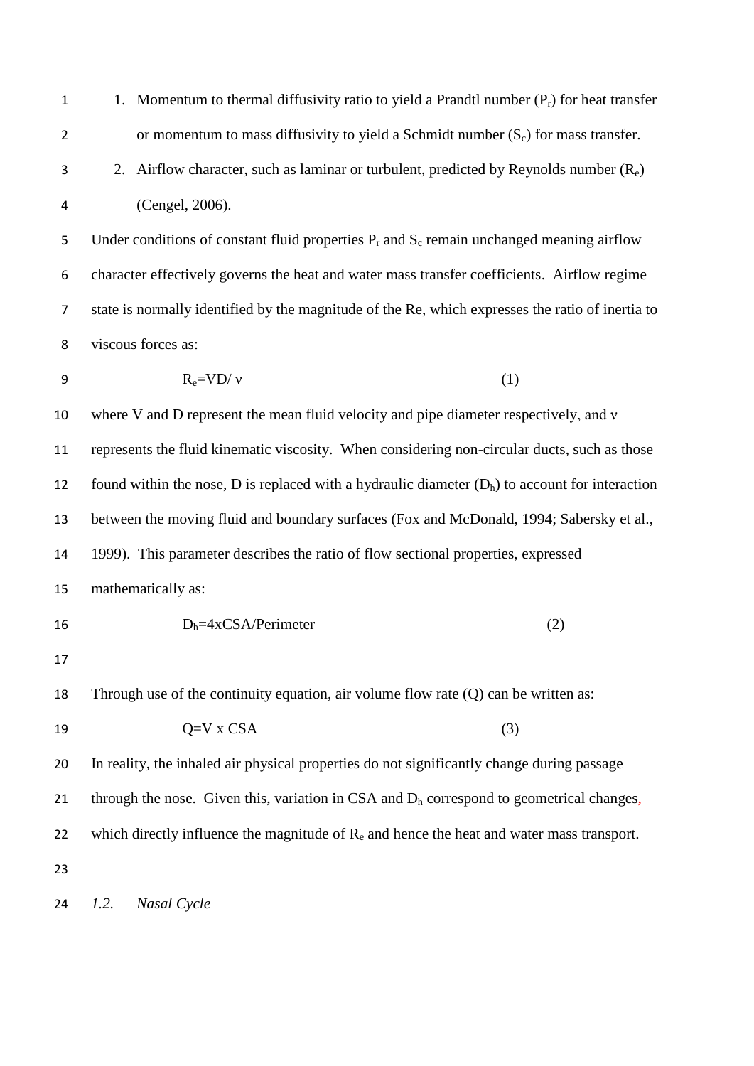1. Momentum to thermal diffusivity ratio to yield a Prandtl number ($P_r$) for heat transfer or momentum to mass diffusivity to yield a Schmidt number ($S_c$) for mass transfer.
2. Airflow character, such as laminar or turbulent, predicted by Reynolds number ($R_e$) (Cengel, 2006).

Under conditions of constant fluid properties $P_r$ and $S_c$ remain unchanged meaning airflow character effectively governs the heat and water mass transfer coefficients. Airflow regime state is normally identified by the magnitude of the Re, which expresses the ratio of inertia to viscous forces as:

$$R_e = VD/\nu \qquad (1)$$

where V and D represent the mean fluid velocity and pipe diameter respectively, and ν represents the fluid kinematic viscosity. When considering non-circular ducts, such as those found within the nose, D is replaced with a hydraulic diameter ($D_h$) to account for interaction between the moving fluid and boundary surfaces (Fox and McDonald, 1994; Sabersky et al., 1999). This parameter describes the ratio of flow sectional properties, expressed mathematically as:

$$D_h = 4 \text{x} CSA/Perimeter \qquad (2)$$

Through use of the continuity equation, air volume flow rate (Q) can be written as:

$$Q = V \text{ x } CSA \qquad (3)$$

In reality, the inhaled air physical properties do not significantly change during passage through the nose. Given this, variation in CSA and $D_h$ correspond to geometrical changes, which directly influence the magnitude of $R_e$ and hence the heat and water mass transport.

### *1.2. Nasal Cycle*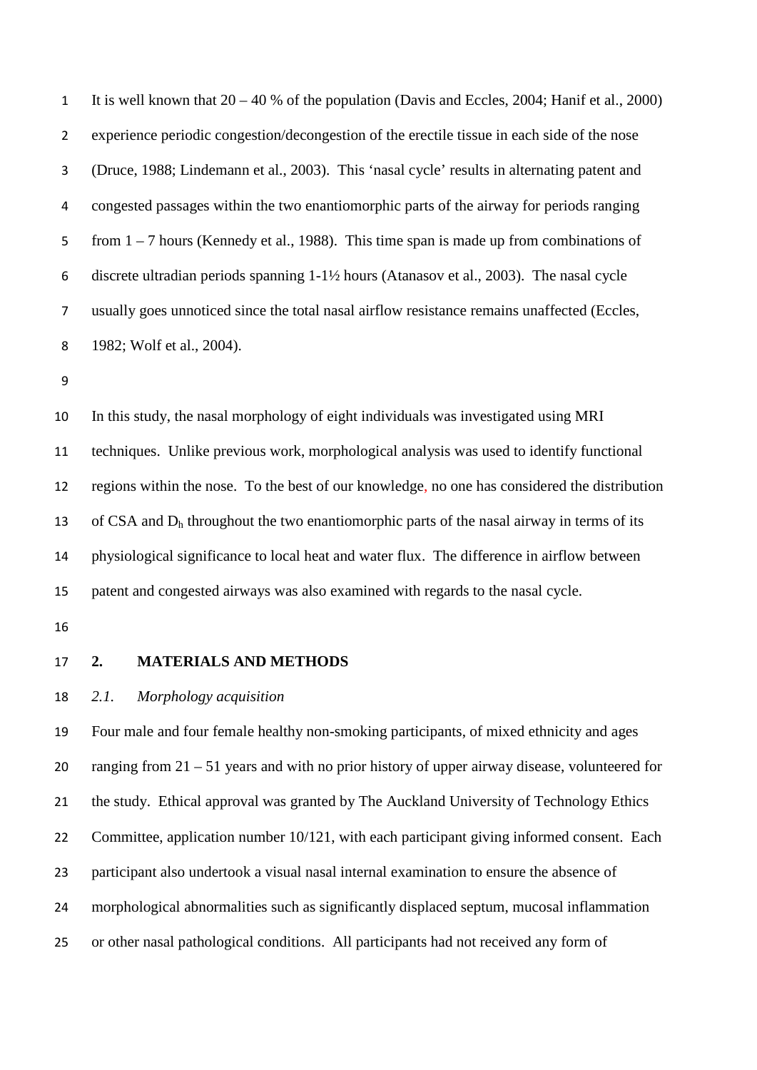It is well known that 20 – 40 % of the population (Davis and Eccles, 2004; Hanif et al., 2000) experience periodic congestion/decongestion of the erectile tissue in each side of the nose (Druce, 1988; Lindemann et al., 2003). This 'nasal cycle' results in alternating patent and congested passages within the two enantiomorphic parts of the airway for periods ranging from 1 – 7 hours (Kennedy et al., 1988). This time span is made up from combinations of discrete ultradian periods spanning 1-1½ hours (Atanasov et al., 2003). The nasal cycle usually goes unnoticed since the total nasal airflow resistance remains unaffected (Eccles, 1982; Wolf et al., 2004).

In this study, the nasal morphology of eight individuals was investigated using MRI techniques. Unlike previous work, morphological analysis was used to identify functional regions within the nose. To the best of our knowledge, no one has considered the distribution of CSA and $D_h$ throughout the two enantiomorphic parts of the nasal airway in terms of its physiological significance to local heat and water flux. The difference in airflow between patent and congested airways was also examined with regards to the nasal cycle.

## 2. MATERIALS AND METHODS

### *2.1. Morphology acquisition*

Four male and four female healthy non-smoking participants, of mixed ethnicity and ages ranging from 21 – 51 years and with no prior history of upper airway disease, volunteered for the study. Ethical approval was granted by The Auckland University of Technology Ethics Committee, application number 10/121, with each participant giving informed consent. Each participant also undertook a visual nasal internal examination to ensure the absence of morphological abnormalities such as significantly displaced septum, mucosal inflammation or other nasal pathological conditions. All participants had not received any form of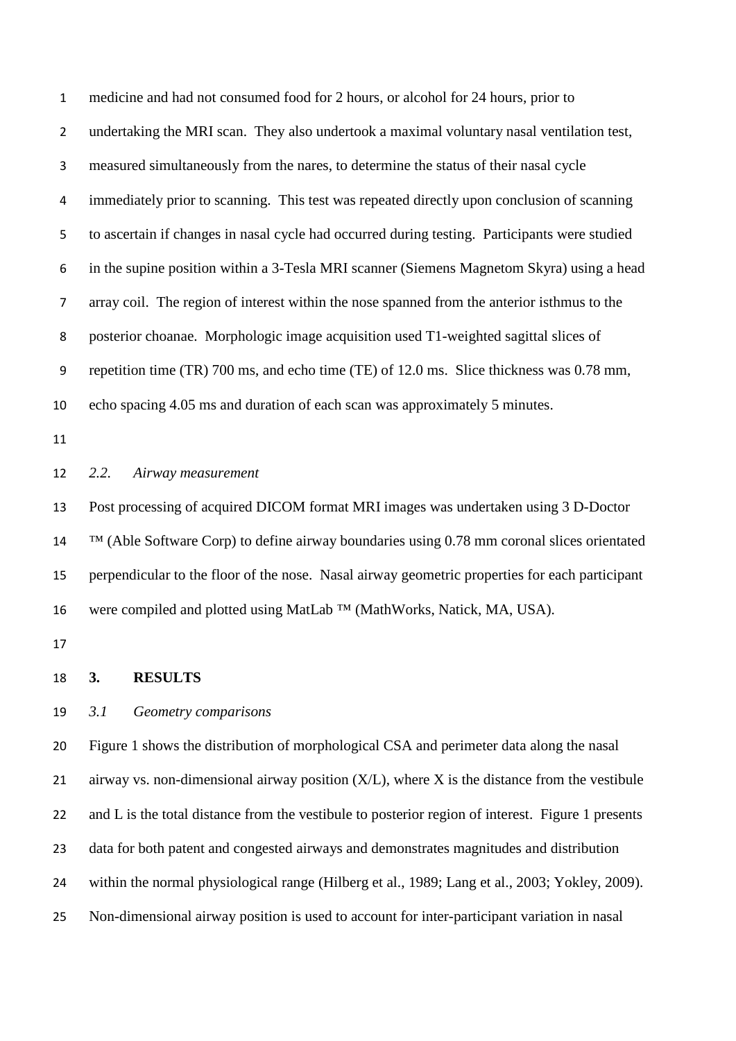medicine and had not consumed food for 2 hours, or alcohol for 24 hours, prior to undertaking the MRI scan. They also undertook a maximal voluntary nasal ventilation test, measured simultaneously from the nares, to determine the status of their nasal cycle immediately prior to scanning. This test was repeated directly upon conclusion of scanning to ascertain if changes in nasal cycle had occurred during testing. Participants were studied in the supine position within a 3-Tesla MRI scanner (Siemens Magnetom Skyra) using a head array coil. The region of interest within the nose spanned from the anterior isthmus to the posterior choanae. Morphologic image acquisition used T1-weighted sagittal slices of repetition time (TR) 700 ms, and echo time (TE) of 12.0 ms. Slice thickness was 0.78 mm, echo spacing 4.05 ms and duration of each scan was approximately 5 minutes.

### *2.2. Airway measurement*

Post processing of acquired DICOM format MRI images was undertaken using 3 D-Doctor ™ (Able Software Corp) to define airway boundaries using 0.78 mm coronal slices orientated perpendicular to the floor of the nose. Nasal airway geometric properties for each participant were compiled and plotted using MatLab ™ (MathWorks, Natick, MA, USA).

## 3. RESULTS

### *3.1 Geometry comparisons*

Figure 1 shows the distribution of morphological CSA and perimeter data along the nasal airway vs. non-dimensional airway position (X/L), where X is the distance from the vestibule and L is the total distance from the vestibule to posterior region of interest. Figure 1 presents data for both patent and congested airways and demonstrates magnitudes and distribution within the normal physiological range (Hilberg et al., 1989; Lang et al., 2003; Yokley, 2009). Non-dimensional airway position is used to account for inter-participant variation in nasal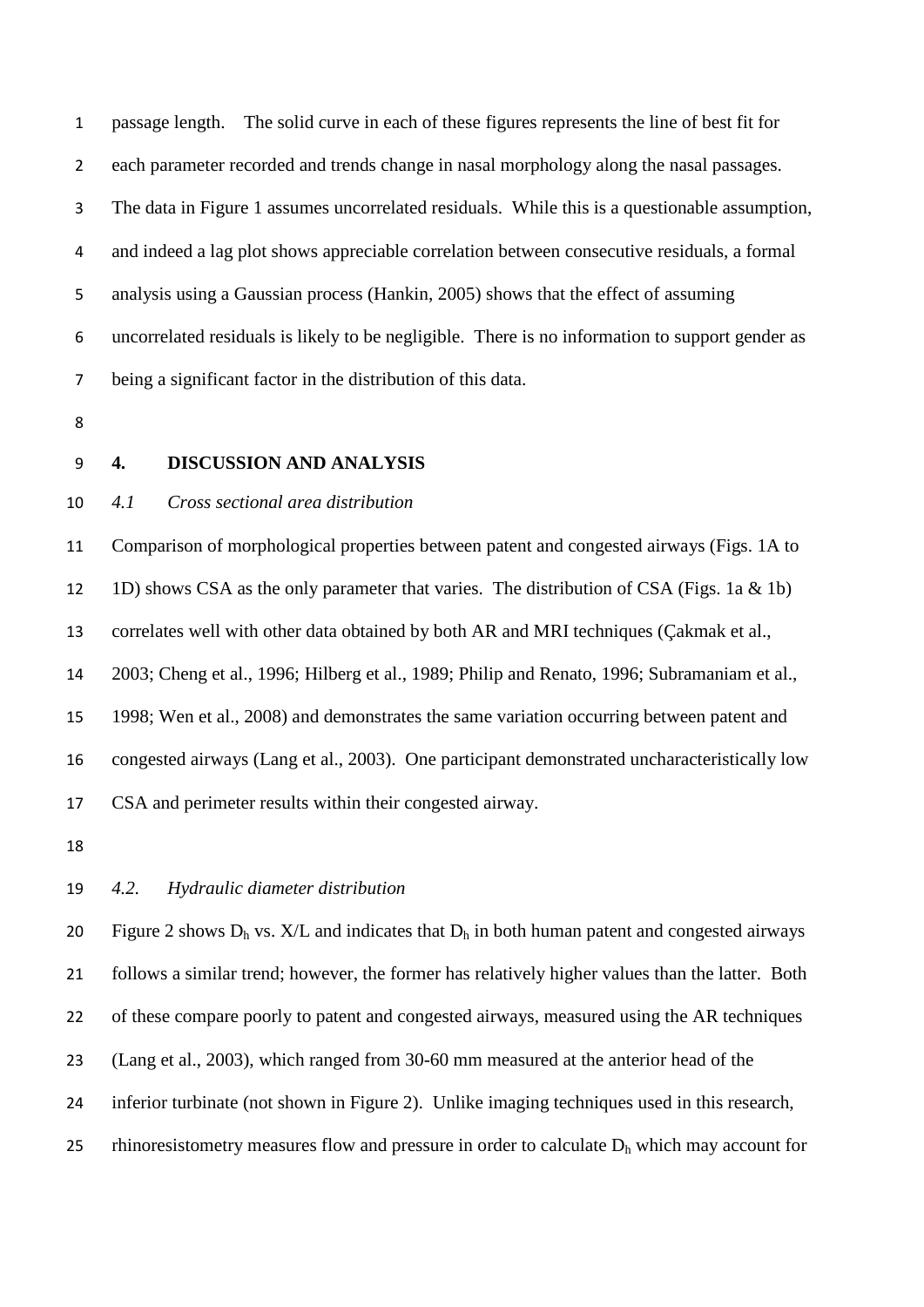passage length. The solid curve in each of these figures represents the line of best fit for each parameter recorded and trends change in nasal morphology along the nasal passages. The data in Figure 1 assumes uncorrelated residuals. While this is a questionable assumption, and indeed a lag plot shows appreciable correlation between consecutive residuals, a formal analysis using a Gaussian process (Hankin, 2005) shows that the effect of assuming uncorrelated residuals is likely to be negligible. There is no information to support gender as being a significant factor in the distribution of this data.

## 4. DISCUSSION AND ANALYSIS

### *4.1 Cross sectional area distribution*

Comparison of morphological properties between patent and congested airways (Figs. 1A to 1D) shows CSA as the only parameter that varies. The distribution of CSA (Figs. 1a & 1b) correlates well with other data obtained by both AR and MRI techniques (Çakmak et al., 2003; Cheng et al., 1996; Hilberg et al., 1989; Philip and Renato, 1996; Subramaniam et al., 1998; Wen et al., 2008) and demonstrates the same variation occurring between patent and congested airways (Lang et al., 2003). One participant demonstrated uncharacteristically low CSA and perimeter results within their congested airway.

### *4.2. Hydraulic diameter distribution*

Figure 2 shows $D_h$ vs. X/L and indicates that $D_h$ in both human patent and congested airways follows a similar trend; however, the former has relatively higher values than the latter. Both of these compare poorly to patent and congested airways, measured using the AR techniques (Lang et al., 2003), which ranged from 30-60 mm measured at the anterior head of the inferior turbinate (not shown in Figure 2). Unlike imaging techniques used in this research, rhinoresistometry measures flow and pressure in order to calculate $D_h$ which may account for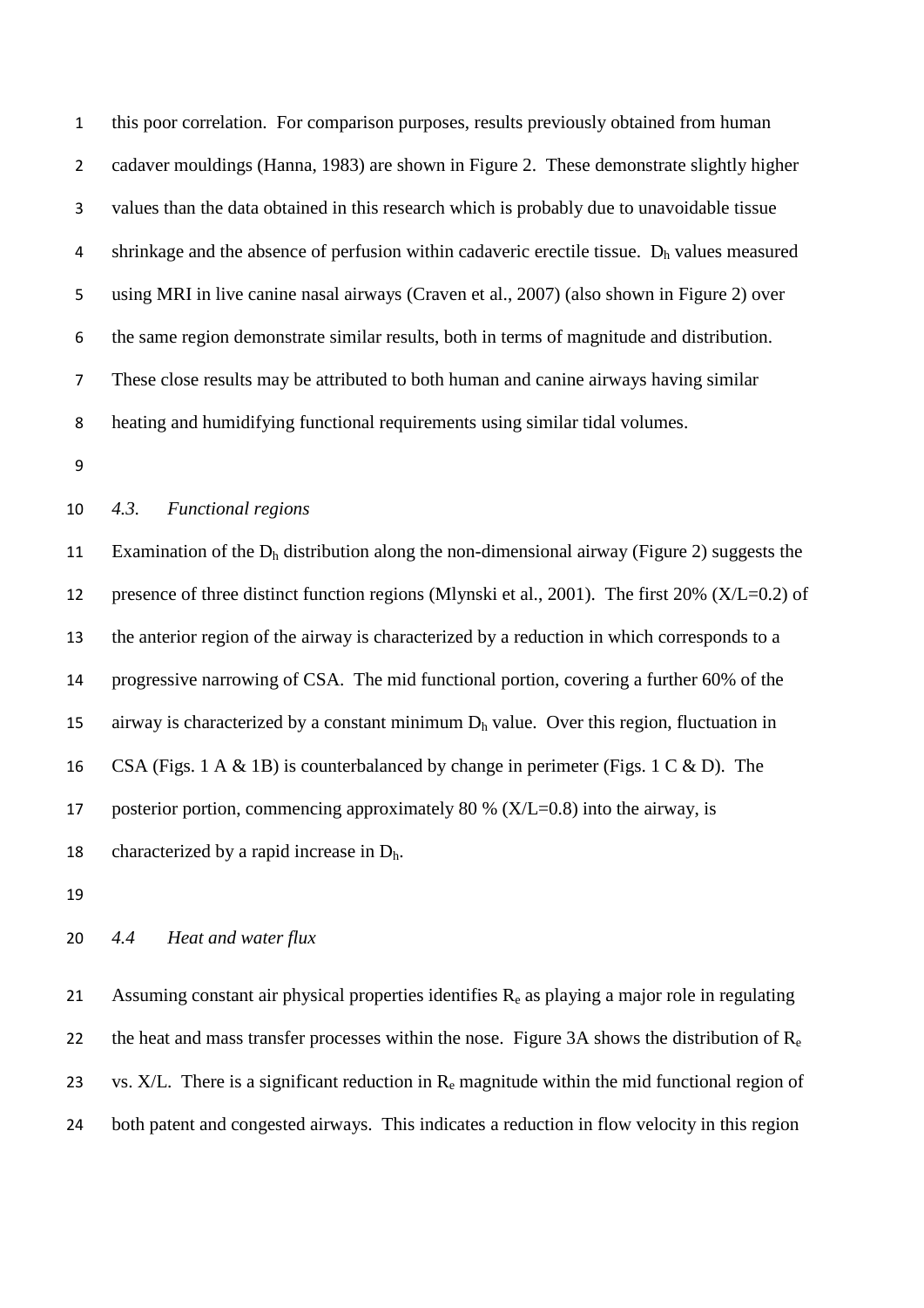this poor correlation. For comparison purposes, results previously obtained from human cadaver mouldings (Hanna, 1983) are shown in Figure 2. These demonstrate slightly higher values than the data obtained in this research which is probably due to unavoidable tissue shrinkage and the absence of perfusion within cadaveric erectile tissue. $D_h$ values measured using MRI in live canine nasal airways (Craven et al., 2007) (also shown in Figure 2) over the same region demonstrate similar results, both in terms of magnitude and distribution. These close results may be attributed to both human and canine airways having similar heating and humidifying functional requirements using similar tidal volumes.

### *4.3. Functional regions*

Examination of the $D_h$ distribution along the non-dimensional airway (Figure 2) suggests the presence of three distinct function regions (Mlynski et al., 2001). The first 20% (X/L=0.2) of the anterior region of the airway is characterized by a reduction in which corresponds to a progressive narrowing of CSA. The mid functional portion, covering a further 60% of the airway is characterized by a constant minimum $D_h$ value. Over this region, fluctuation in CSA (Figs. 1 A & 1B) is counterbalanced by change in perimeter (Figs. 1 C & D). The posterior portion, commencing approximately 80 % (X/L=0.8) into the airway, is characterized by a rapid increase in $D_h$.

### *4.4 Heat and water flux*

Assuming constant air physical properties identifies $R_e$ as playing a major role in regulating the heat and mass transfer processes within the nose. Figure 3A shows the distribution of $R_e$ vs. X/L. There is a significant reduction in $R_e$ magnitude within the mid functional region of both patent and congested airways. This indicates a reduction in flow velocity in this region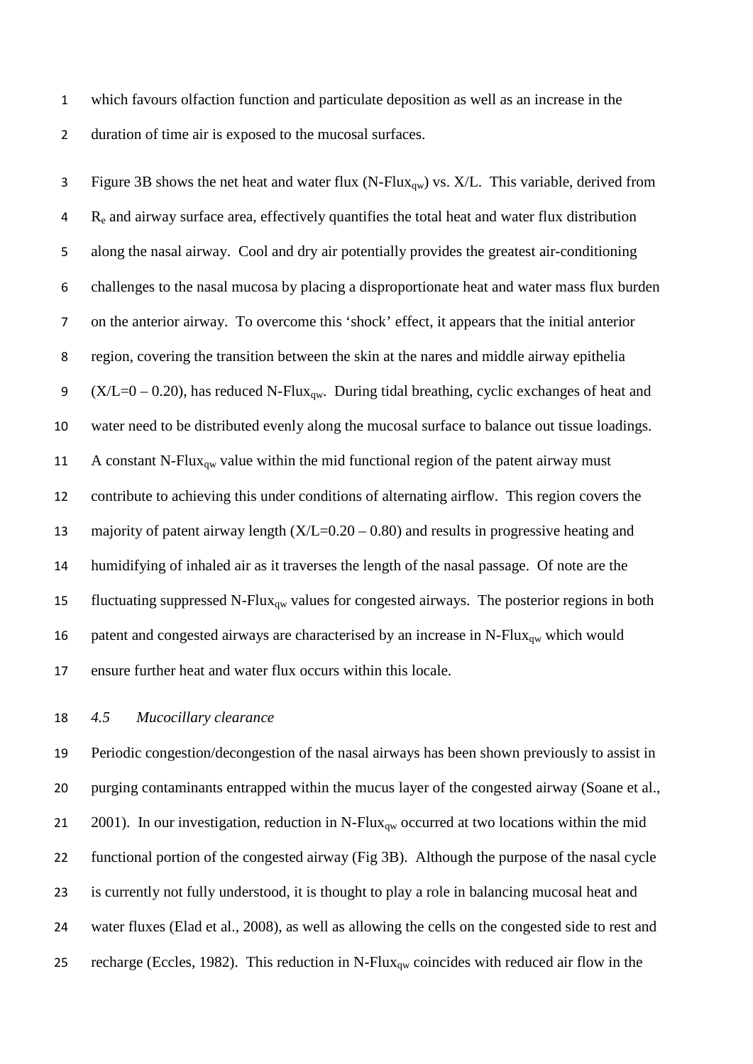which favours olfaction function and particulate deposition as well as an increase in the duration of time air is exposed to the mucosal surfaces.

Figure 3B shows the net heat and water flux (N-Flux$_{qw}$) vs. X/L. This variable, derived from $R_e$ and airway surface area, effectively quantifies the total heat and water flux distribution along the nasal airway. Cool and dry air potentially provides the greatest air-conditioning challenges to the nasal mucosa by placing a disproportionate heat and water mass flux burden on the anterior airway. To overcome this 'shock' effect, it appears that the initial anterior region, covering the transition between the skin at the nares and middle airway epithelia (X/L=0 – 0.20), has reduced N-Flux$_{qw}$. During tidal breathing, cyclic exchanges of heat and water need to be distributed evenly along the mucosal surface to balance out tissue loadings. A constant N-Flux$_{qw}$ value within the mid functional region of the patent airway must contribute to achieving this under conditions of alternating airflow. This region covers the majority of patent airway length (X/L=0.20 – 0.80) and results in progressive heating and humidifying of inhaled air as it traverses the length of the nasal passage. Of note are the fluctuating suppressed N-Flux$_{qw}$ values for congested airways. The posterior regions in both patent and congested airways are characterised by an increase in N-Flux$_{qw}$ which would ensure further heat and water flux occurs within this locale.

### *4.5 Mucocillary clearance*

Periodic congestion/decongestion of the nasal airways has been shown previously to assist in purging contaminants entrapped within the mucus layer of the congested airway (Soane et al., 2001). In our investigation, reduction in N-Flux$_{qw}$ occurred at two locations within the mid functional portion of the congested airway (Fig 3B). Although the purpose of the nasal cycle is currently not fully understood, it is thought to play a role in balancing mucosal heat and water fluxes (Elad et al., 2008), as well as allowing the cells on the congested side to rest and recharge (Eccles, 1982). This reduction in N-Flux$_{qw}$ coincides with reduced air flow in the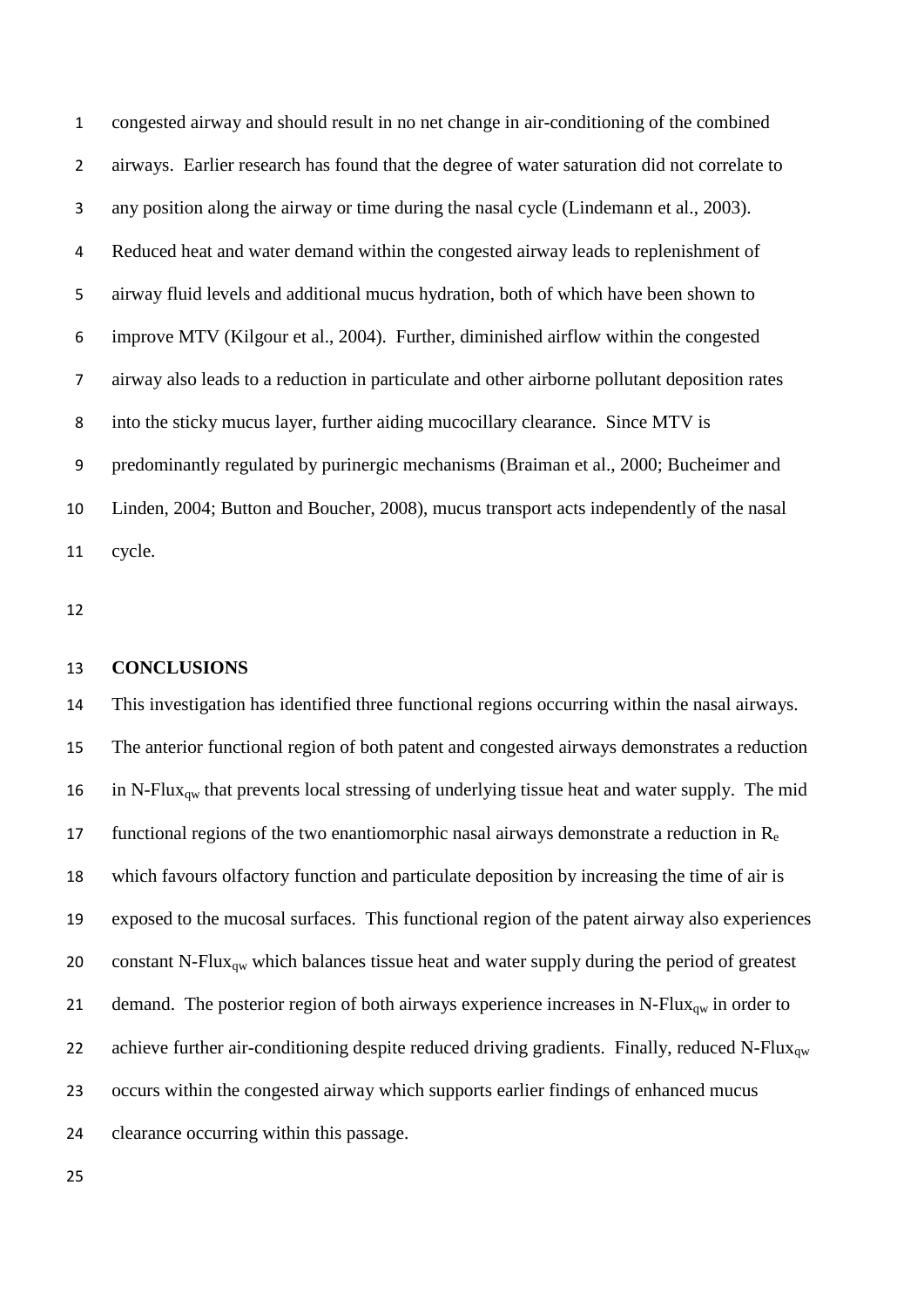congested airway and should result in no net change in air-conditioning of the combined airways. Earlier research has found that the degree of water saturation did not correlate to any position along the airway or time during the nasal cycle (Lindemann et al., 2003). Reduced heat and water demand within the congested airway leads to replenishment of airway fluid levels and additional mucus hydration, both of which have been shown to improve MTV (Kilgour et al., 2004). Further, diminished airflow within the congested airway also leads to a reduction in particulate and other airborne pollutant deposition rates into the sticky mucus layer, further aiding mucocillary clearance. Since MTV is predominantly regulated by purinergic mechanisms (Braiman et al., 2000; Bucheimer and Linden, 2004; Button and Boucher, 2008), mucus transport acts independently of the nasal cycle.

## CONCLUSIONS

This investigation has identified three functional regions occurring within the nasal airways. The anterior functional region of both patent and congested airways demonstrates a reduction in N-$Flux_{qw}$ that prevents local stressing of underlying tissue heat and water supply. The mid functional regions of the two enantiomorphic nasal airways demonstrate a reduction in $R_e$ which favours olfactory function and particulate deposition by increasing the time of air is exposed to the mucosal surfaces. This functional region of the patent airway also experiences constant N-$Flux_{qw}$ which balances tissue heat and water supply during the period of greatest demand. The posterior region of both airways experience increases in N-$Flux_{qw}$ in order to achieve further air-conditioning despite reduced driving gradients. Finally, reduced N-$Flux_{qw}$ occurs within the congested airway which supports earlier findings of enhanced mucus clearance occurring within this passage.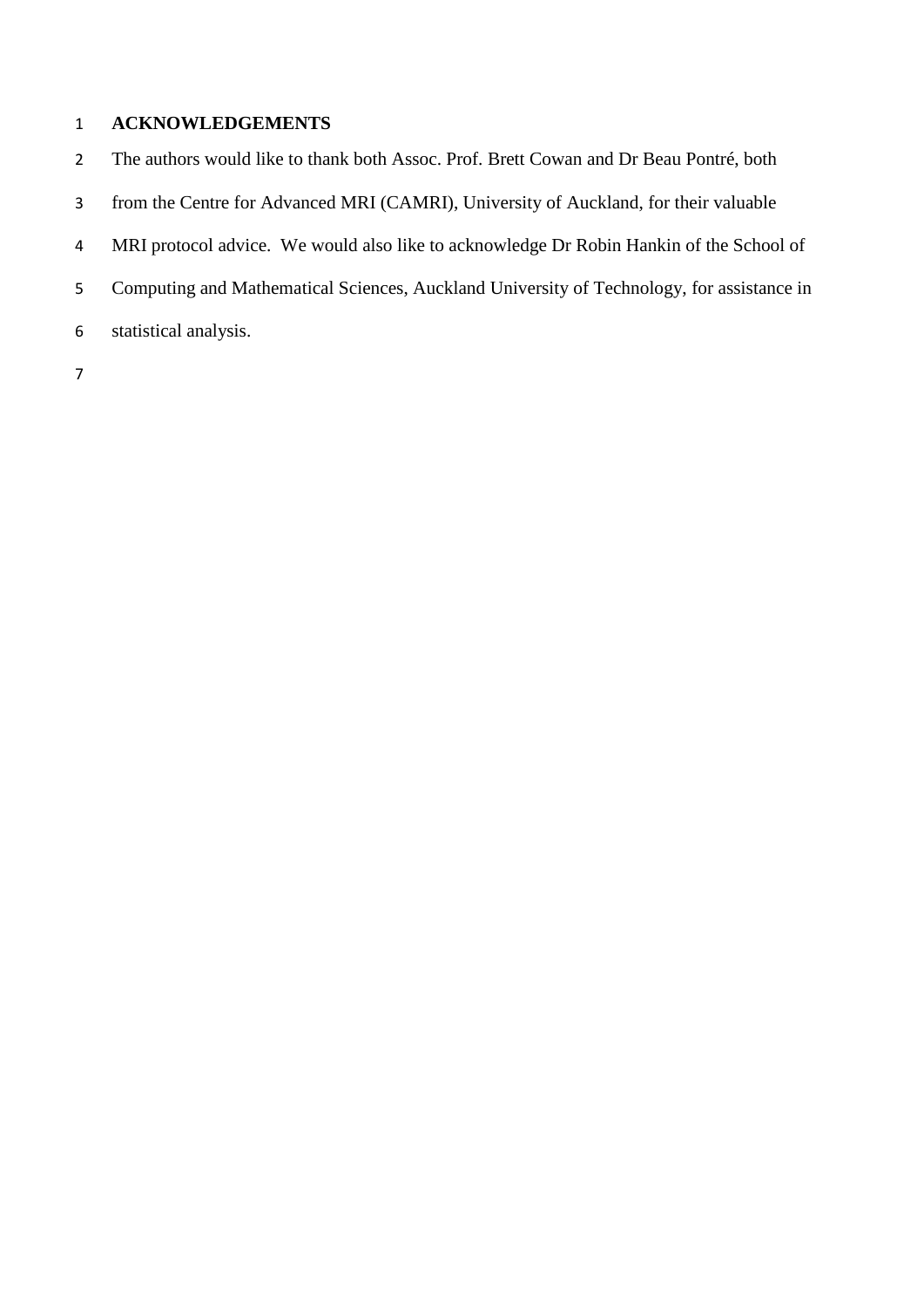## ACKNOWLEDGEMENTS

The authors would like to thank both Assoc. Prof. Brett Cowan and Dr Beau Pontré, both from the Centre for Advanced MRI (CAMRI), University of Auckland, for their valuable MRI protocol advice. We would also like to acknowledge Dr Robin Hankin of the School of Computing and Mathematical Sciences, Auckland University of Technology, for assistance in statistical analysis.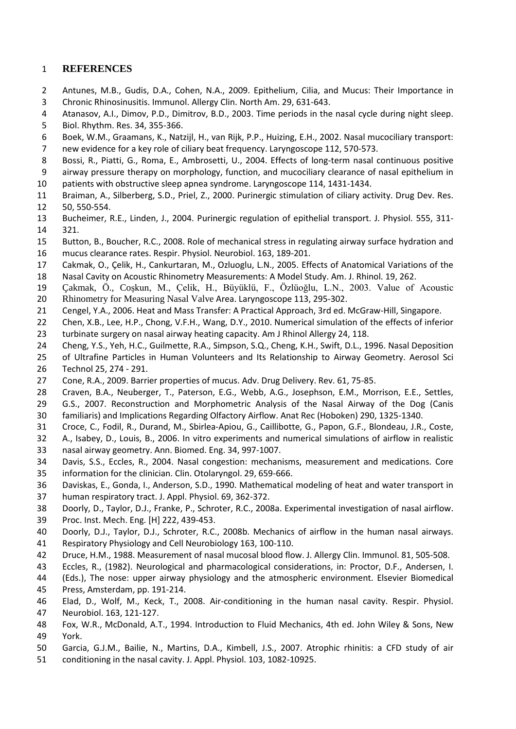# REFERENCES

Antunes, M.B., Gudis, D.A., Cohen, N.A., 2009. Epithelium, Cilia, and Mucus: Their Importance in Chronic Rhinosinusitis. Immunol. Allergy Clin. North Am. 29, 631-643.

Atanasov, A.I., Dimov, P.D., Dimitrov, B.D., 2003. Time periods in the nasal cycle during night sleep. Biol. Rhythm. Res. 34, 355-366.

Boek, W.M., Graamans, K., Natzijl, H., van Rijk, P.P., Huizing, E.H., 2002. Nasal mucociliary transport: new evidence for a key role of ciliary beat frequency. Laryngoscope 112, 570-573.

Bossi, R., Piatti, G., Roma, E., Ambrosetti, U., 2004. Effects of long-term nasal continuous positive airway pressure therapy on morphology, function, and mucociliary clearance of nasal epithelium in patients with obstructive sleep apnea syndrome. Laryngoscope 114, 1431-1434.

Braiman, A., Silberberg, S.D., Priel, Z., 2000. Purinergic stimulation of ciliary activity. Drug Dev. Res. 50, 550-554.

Bucheimer, R.E., Linden, J., 2004. Purinergic regulation of epithelial transport. J. Physiol. 555, 311-321.

Button, B., Boucher, R.C., 2008. Role of mechanical stress in regulating airway surface hydration and mucus clearance rates. Respir. Physiol. Neurobiol. 163, 189-201.

Cakmak, O., Çelik, H., Cankurtaran, M., Ozluoglu, L.N., 2005. Effects of Anatomical Variations of the Nasal Cavity on Acoustic Rhinometry Measurements: A Model Study. Am. J. Rhinol. 19, 262.

Çakmak, Ö., Coşkun, M., Çelik, H., Büyüklü, F., Özlüoğlu, L.N., 2003. Value of Acoustic Rhinometry for Measuring Nasal Valve Area. Laryngoscope 113, 295-302.

Cengel, Y.A., 2006. Heat and Mass Transfer: A Practical Approach, 3rd ed. McGraw-Hill, Singapore.

Chen, X.B., Lee, H.P., Chong, V.F.H., Wang, D.Y., 2010. Numerical simulation of the effects of inferior turbinate surgery on nasal airway heating capacity. Am J Rhinol Allergy 24, 118.

Cheng, Y.S., Yeh, H.C., Guilmette, R.A., Simpson, S.Q., Cheng, K.H., Swift, D.L., 1996. Nasal Deposition of Ultrafine Particles in Human Volunteers and Its Relationship to Airway Geometry. Aerosol Sci Technol 25, 274 - 291.

Cone, R.A., 2009. Barrier properties of mucus. Adv. Drug Delivery. Rev. 61, 75-85.

Craven, B.A., Neuberger, T., Paterson, E.G., Webb, A.G., Josephson, E.M., Morrison, E.E., Settles, G.S., 2007. Reconstruction and Morphometric Analysis of the Nasal Airway of the Dog (Canis familiaris) and Implications Regarding Olfactory Airflow. Anat Rec (Hoboken) 290, 1325-1340.

Croce, C., Fodil, R., Durand, M., Sbirlea-Apiou, G., Caillibotte, G., Papon, G.F., Blondeau, J.R., Coste, A., Isabey, D., Louis, B., 2006. In vitro experiments and numerical simulations of airflow in realistic nasal airway geometry. Ann. Biomed. Eng. 34, 997-1007.

Davis, S.S., Eccles, R., 2004. Nasal congestion: mechanisms, measurement and medications. Core information for the clinician. Clin. Otolaryngol. 29, 659-666.

Daviskas, E., Gonda, I., Anderson, S.D., 1990. Mathematical modeling of heat and water transport in human respiratory tract. J. Appl. Physiol. 69, 362-372.

Doorly, D., Taylor, D.J., Franke, P., Schroter, R.C., 2008a. Experimental investigation of nasal airflow. Proc. Inst. Mech. Eng. [H] 222, 439-453.

Doorly, D.J., Taylor, D.J., Schroter, R.C., 2008b. Mechanics of airflow in the human nasal airways. Respiratory Physiology and Cell Neurobiology 163, 100-110.

Druce, H.M., 1988. Measurement of nasal mucosal blood flow. J. Allergy Clin. Immunol. 81, 505-508.

Eccles, R., (1982). Neurological and pharmacological considerations, in: Proctor, D.F., Andersen, I. (Eds.), The nose: upper airway physiology and the atmospheric environment. Elsevier Biomedical Press, Amsterdam, pp. 191-214.

Elad, D., Wolf, M., Keck, T., 2008. Air-conditioning in the human nasal cavity. Respir. Physiol. Neurobiol. 163, 121-127.

Fox, W.R., McDonald, A.T., 1994. Introduction to Fluid Mechanics, 4th ed. John Wiley & Sons, New York.

Garcia, G.J.M., Bailie, N., Martins, D.A., Kimbell, J.S., 2007. Atrophic rhinitis: a CFD study of air conditioning in the nasal cavity. J. Appl. Physiol. 103, 1082-10925.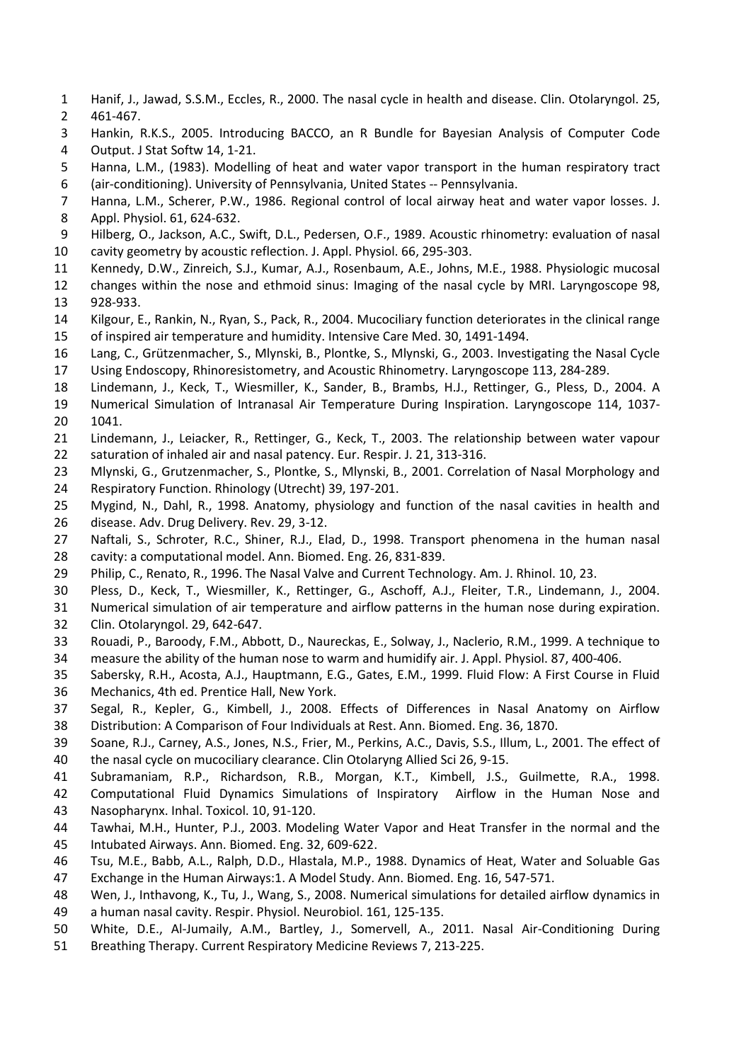Hanif, J., Jawad, S.S.M., Eccles, R., 2000. The nasal cycle in health and disease. Clin. Otolaryngol. 25, 461-467.

Hankin, R.K.S., 2005. Introducing BACCO, an R Bundle for Bayesian Analysis of Computer Code Output. J Stat Softw 14, 1-21.

Hanna, L.M., (1983). Modelling of heat and water vapor transport in the human respiratory tract (air-conditioning). University of Pennsylvania, United States -- Pennsylvania.

Hanna, L.M., Scherer, P.W., 1986. Regional control of local airway heat and water vapor losses. J. Appl. Physiol. 61, 624-632.

Hilberg, O., Jackson, A.C., Swift, D.L., Pedersen, O.F., 1989. Acoustic rhinometry: evaluation of nasal cavity geometry by acoustic reflection. J. Appl. Physiol. 66, 295-303.

Kennedy, D.W., Zinreich, S.J., Kumar, A.J., Rosenbaum, A.E., Johns, M.E., 1988. Physiologic mucosal changes within the nose and ethmoid sinus: Imaging of the nasal cycle by MRI. Laryngoscope 98, 928-933.

Kilgour, E., Rankin, N., Ryan, S., Pack, R., 2004. Mucociliary function deteriorates in the clinical range of inspired air temperature and humidity. Intensive Care Med. 30, 1491-1494.

Lang, C., Grützenmacher, S., Mlynski, B., Plontke, S., Mlynski, G., 2003. Investigating the Nasal Cycle Using Endoscopy, Rhinoresistometry, and Acoustic Rhinometry. Laryngoscope 113, 284-289.

Lindemann, J., Keck, T., Wiesmiller, K., Sander, B., Brambs, H.J., Rettinger, G., Pless, D., 2004. A Numerical Simulation of Intranasal Air Temperature During Inspiration. Laryngoscope 114, 1037-1041.

Lindemann, J., Leiacker, R., Rettinger, G., Keck, T., 2003. The relationship between water vapour saturation of inhaled air and nasal patency. Eur. Respir. J. 21, 313-316.

Mlynski, G., Grutzenmacher, S., Plontke, S., Mlynski, B., 2001. Correlation of Nasal Morphology and Respiratory Function. Rhinology (Utrecht) 39, 197-201.

Mygind, N., Dahl, R., 1998. Anatomy, physiology and function of the nasal cavities in health and disease. Adv. Drug Delivery. Rev. 29, 3-12.

Naftali, S., Schroter, R.C., Shiner, R.J., Elad, D., 1998. Transport phenomena in the human nasal cavity: a computational model. Ann. Biomed. Eng. 26, 831-839.

Philip, C., Renato, R., 1996. The Nasal Valve and Current Technology. Am. J. Rhinol. 10, 23.

Pless, D., Keck, T., Wiesmiller, K., Rettinger, G., Aschoff, A.J., Fleiter, T.R., Lindemann, J., 2004. Numerical simulation of air temperature and airflow patterns in the human nose during expiration. Clin. Otolaryngol. 29, 642-647.

Rouadi, P., Baroody, F.M., Abbott, D., Naureckas, E., Solway, J., Naclerio, R.M., 1999. A technique to measure the ability of the human nose to warm and humidify air. J. Appl. Physiol. 87, 400-406.

Sabersky, R.H., Acosta, A.J., Hauptmann, E.G., Gates, E.M., 1999. Fluid Flow: A First Course in Fluid Mechanics, 4th ed. Prentice Hall, New York.

Segal, R., Kepler, G., Kimbell, J., 2008. Effects of Differences in Nasal Anatomy on Airflow Distribution: A Comparison of Four Individuals at Rest. Ann. Biomed. Eng. 36, 1870.

Soane, R.J., Carney, A.S., Jones, N.S., Frier, M., Perkins, A.C., Davis, S.S., Illum, L., 2001. The effect of the nasal cycle on mucociliary clearance. Clin Otolaryng Allied Sci 26, 9-15.

Subramaniam, R.P., Richardson, R.B., Morgan, K.T., Kimbell, J.S., Guilmette, R.A., 1998. Computational Fluid Dynamics Simulations of Inspiratory Airflow in the Human Nose and Nasopharynx. Inhal. Toxicol. 10, 91-120.

Tawhai, M.H., Hunter, P.J., 2003. Modeling Water Vapor and Heat Transfer in the normal and the Intubated Airways. Ann. Biomed. Eng. 32, 609-622.

Tsu, M.E., Babb, A.L., Ralph, D.D., Hlastala, M.P., 1988. Dynamics of Heat, Water and Soluable Gas Exchange in the Human Airways:1. A Model Study. Ann. Biomed. Eng. 16, 547-571.

Wen, J., Inthavong, K., Tu, J., Wang, S., 2008. Numerical simulations for detailed airflow dynamics in a human nasal cavity. Respir. Physiol. Neurobiol. 161, 125-135.

White, D.E., Al-Jumaily, A.M., Bartley, J., Somervell, A., 2011. Nasal Air-Conditioning During Breathing Therapy. Current Respiratory Medicine Reviews 7, 213-225.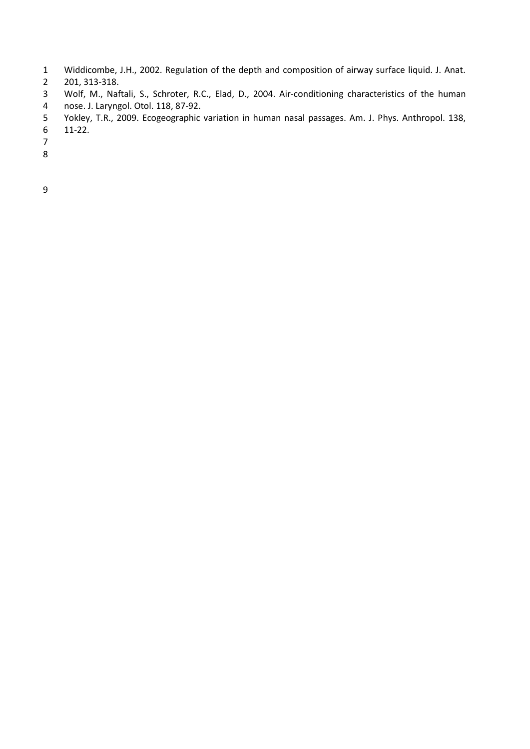Widdicombe, J.H., 2002. Regulation of the depth and composition of airway surface liquid. J. Anat. 201, 313-318.

Wolf, M., Naftali, S., Schroter, R.C., Elad, D., 2004. Air-conditioning characteristics of the human nose. J. Laryngol. Otol. 118, 87-92.

Yokley, T.R., 2009. Ecogeographic variation in human nasal passages. Am. J. Phys. Anthropol. 138, 11-22.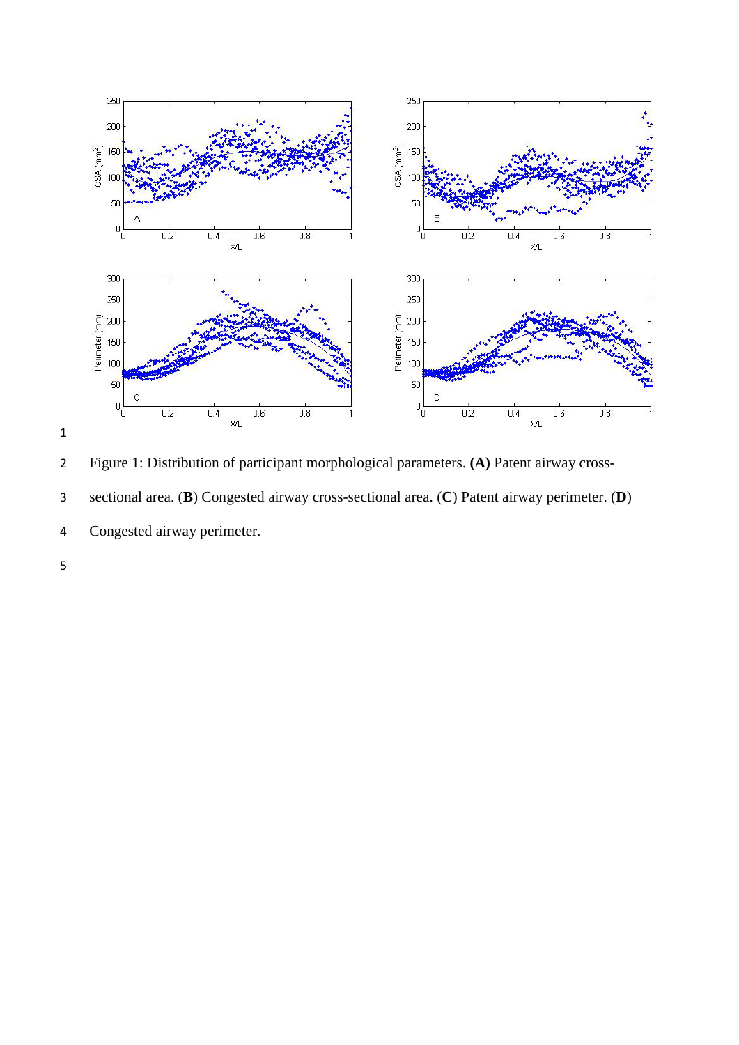Figure 1: Distribution of participant morphological parameters. **(A)** Patent airway cross-sectional area. (**B**) Congested airway cross-sectional area. (**C**) Patent airway perimeter. (**D**) Congested airway perimeter.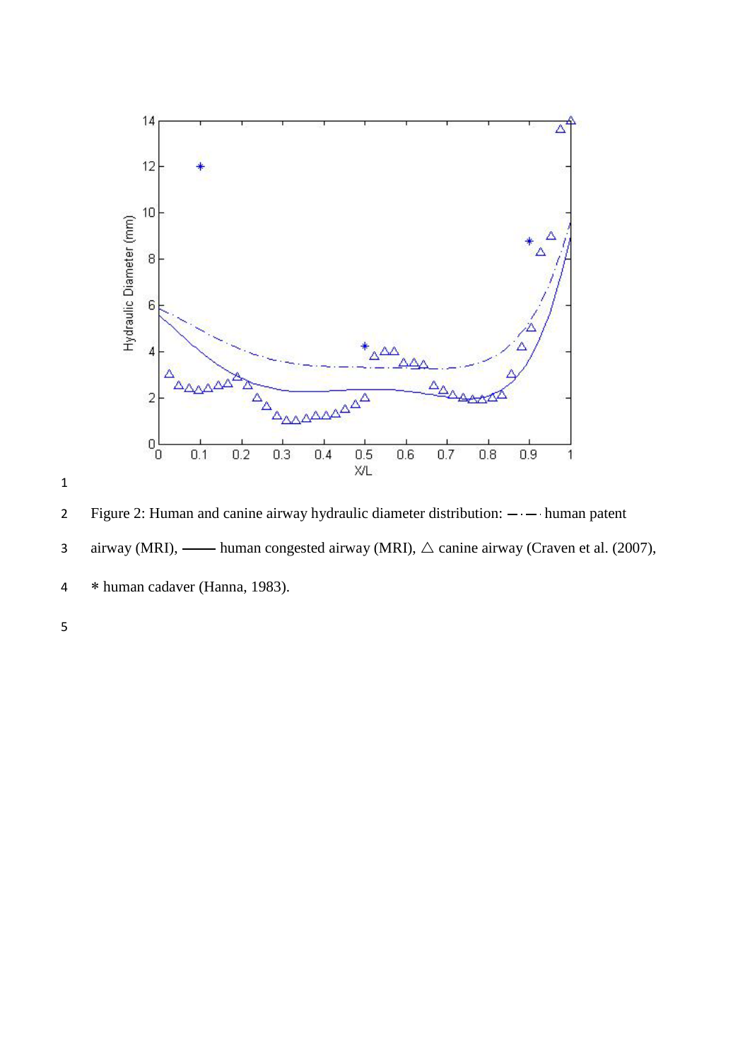Figure 2: Human and canine airway hydraulic diameter distribution: —·— human patent airway (MRI), —— human congested airway (MRI), △ canine airway (Craven et al. (2007), ∗ human cadaver (Hanna, 1983).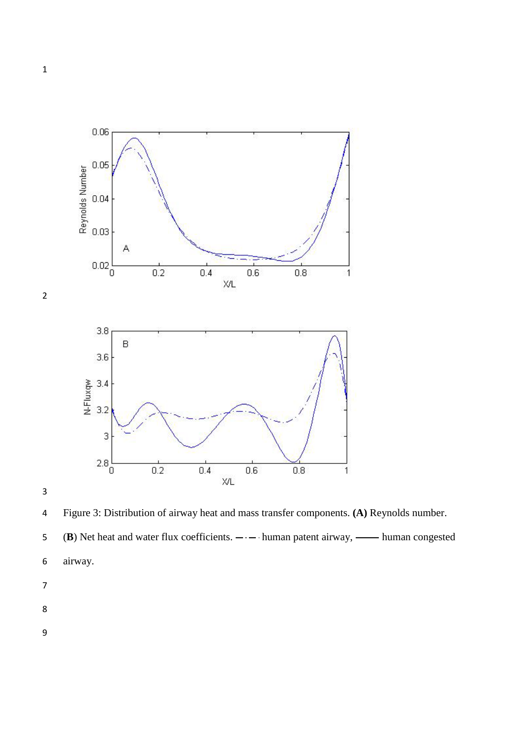0.06
0.05
0.04
0.03
0.02
Reynolds Number
A
0
0.2
0.4
0.6
0.8
1
X/L

3.8
3.6
3.4
3.2
3
2.8
N-Fluxqw
B
0
0.2
0.4
0.6
0.8
1
X/L

Figure 3: Distribution of airway heat and mass transfer components. **(A)** Reynolds number. (**B**) Net heat and water flux coefficients. —·— human patent airway, —— human congested airway.